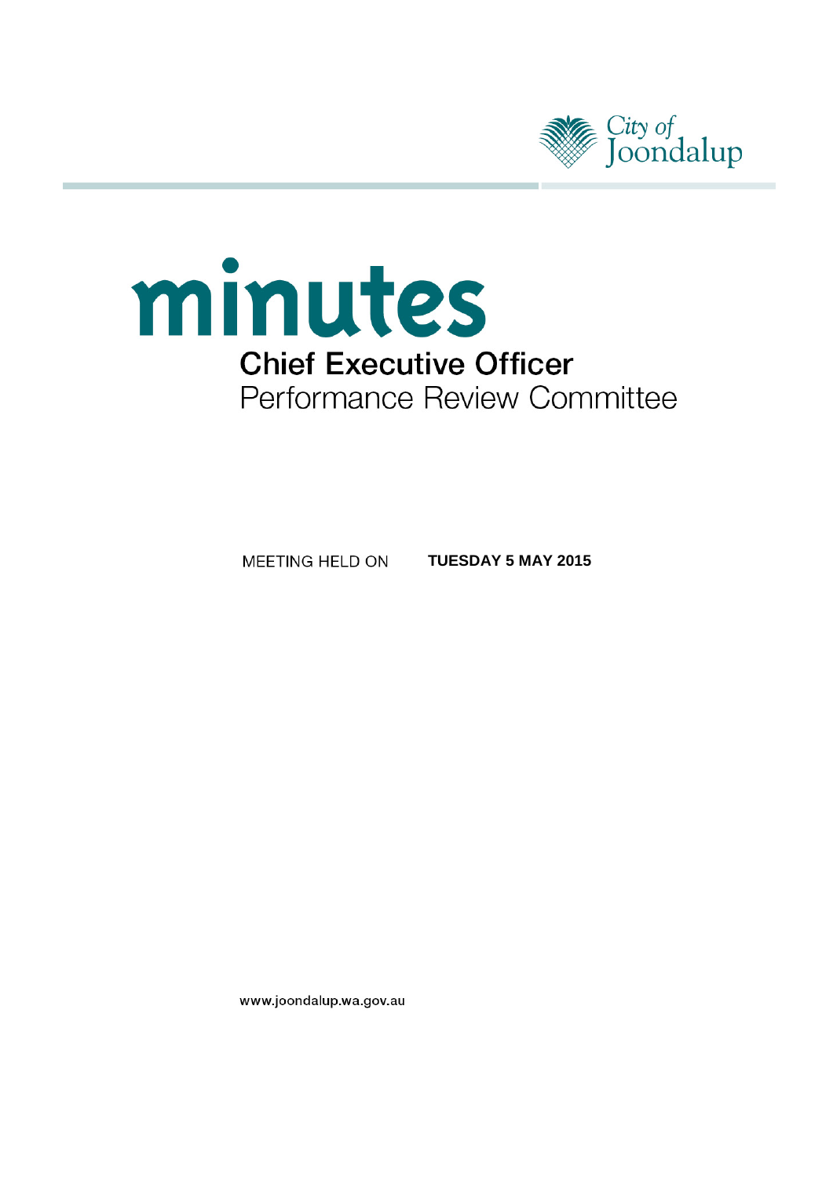City of Joondalup

# minutes

## Chief Executive Officer

## Performance Review Committee

MEETING HELD ON **TUESDAY 5 MAY 2015**

www.joondalup.wa.gov.au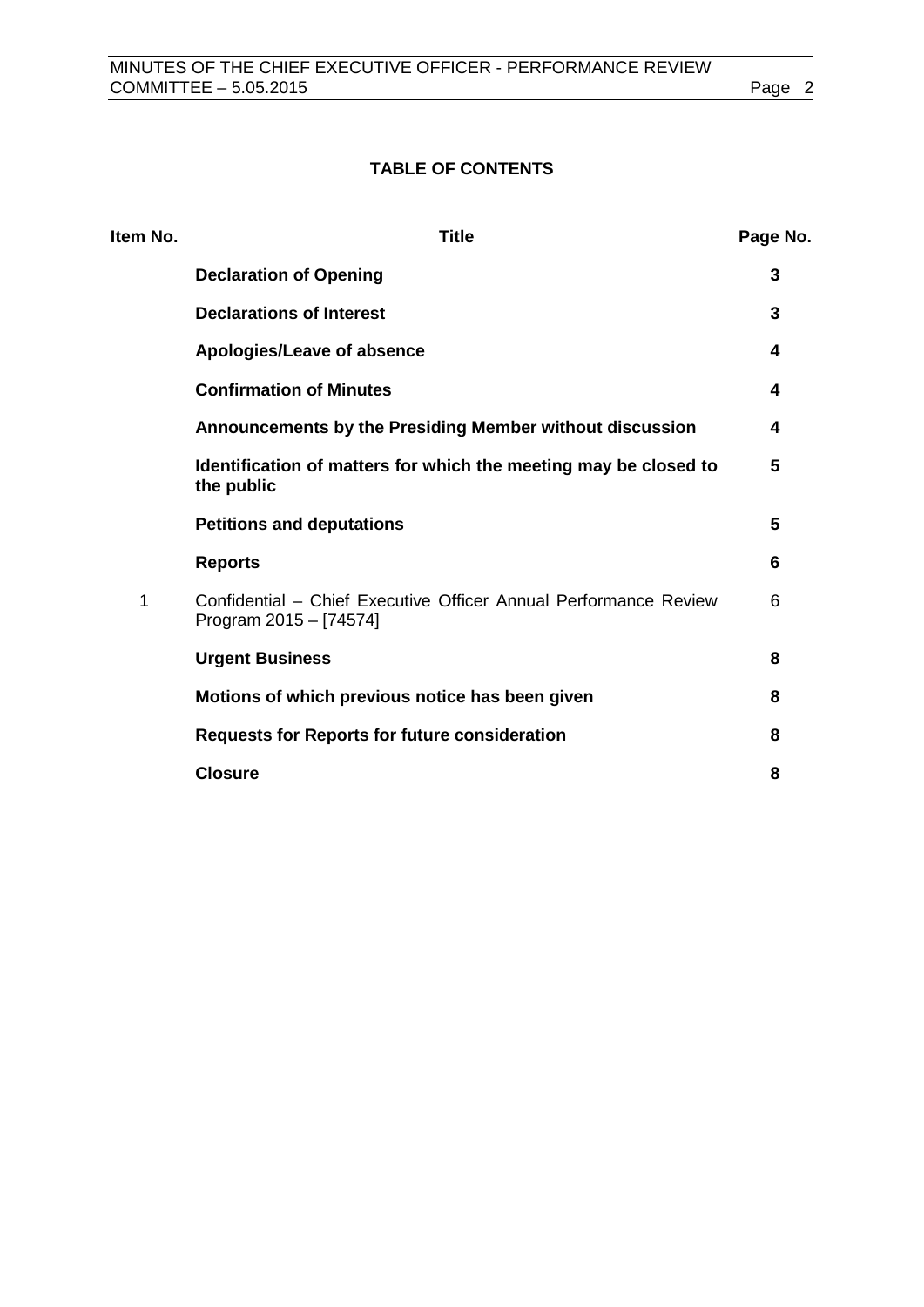**TABLE OF CONTENTS**

| Item No. | Title | Page No. |
|---|---|---|
| | **Declaration of Opening** | **3** |
| | **Declarations of Interest** | **3** |
| | **Apologies/Leave of absence** | **4** |
| | **Confirmation of Minutes** | **4** |
| | **Announcements by the Presiding Member without discussion** | **4** |
| | **Identification of matters for which the meeting may be closed to the public** | **5** |
| | **Petitions and deputations** | **5** |
| | **Reports** | **6** |
| 1 | Confidential – Chief Executive Officer Annual Performance Review Program 2015 – [74574] | 6 |
| | **Urgent Business** | **8** |
| | **Motions of which previous notice has been given** | **8** |
| | **Requests for Reports for future consideration** | **8** |
| | **Closure** | **8** |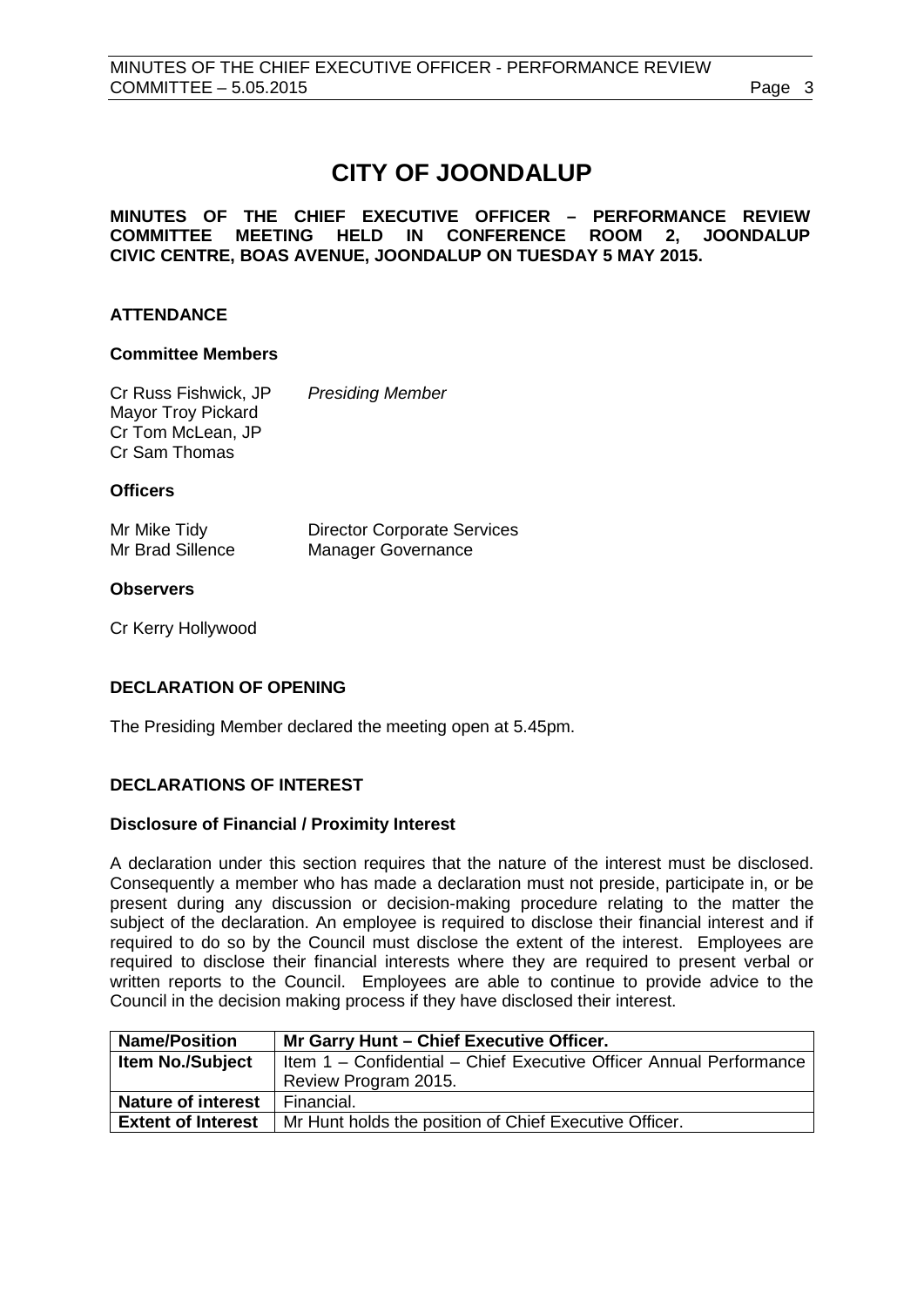# CITY OF JOONDALUP

**MINUTES OF THE CHIEF EXECUTIVE OFFICER – PERFORMANCE REVIEW COMMITTEE MEETING HELD IN CONFERENCE ROOM 2, JOONDALUP CIVIC CENTRE, BOAS AVENUE, JOONDALUP ON TUESDAY 5 MAY 2015.**

## ATTENDANCE

### Committee Members

Cr Russ Fishwick, JP *Presiding Member*
Mayor Troy Pickard
Cr Tom McLean, JP
Cr Sam Thomas

### Officers

Mr Mike Tidy Director Corporate Services
Mr Brad Sillence Manager Governance

### Observers

Cr Kerry Hollywood

## DECLARATION OF OPENING

The Presiding Member declared the meeting open at 5.45pm.

## DECLARATIONS OF INTEREST

### Disclosure of Financial / Proximity Interest

A declaration under this section requires that the nature of the interest must be disclosed. Consequently a member who has made a declaration must not preside, participate in, or be present during any discussion or decision-making procedure relating to the matter the subject of the declaration. An employee is required to disclose their financial interest and if required to do so by the Council must disclose the extent of the interest. Employees are required to disclose their financial interests where they are required to present verbal or written reports to the Council. Employees are able to continue to provide advice to the Council in the decision making process if they have disclosed their interest.

| **Name/Position** | **Mr Garry Hunt – Chief Executive Officer.** |
|---|---|
| **Item No./Subject** | Item 1 – Confidential – Chief Executive Officer Annual Performance Review Program 2015. |
| **Nature of interest** | Financial. |
| **Extent of Interest** | Mr Hunt holds the position of Chief Executive Officer. |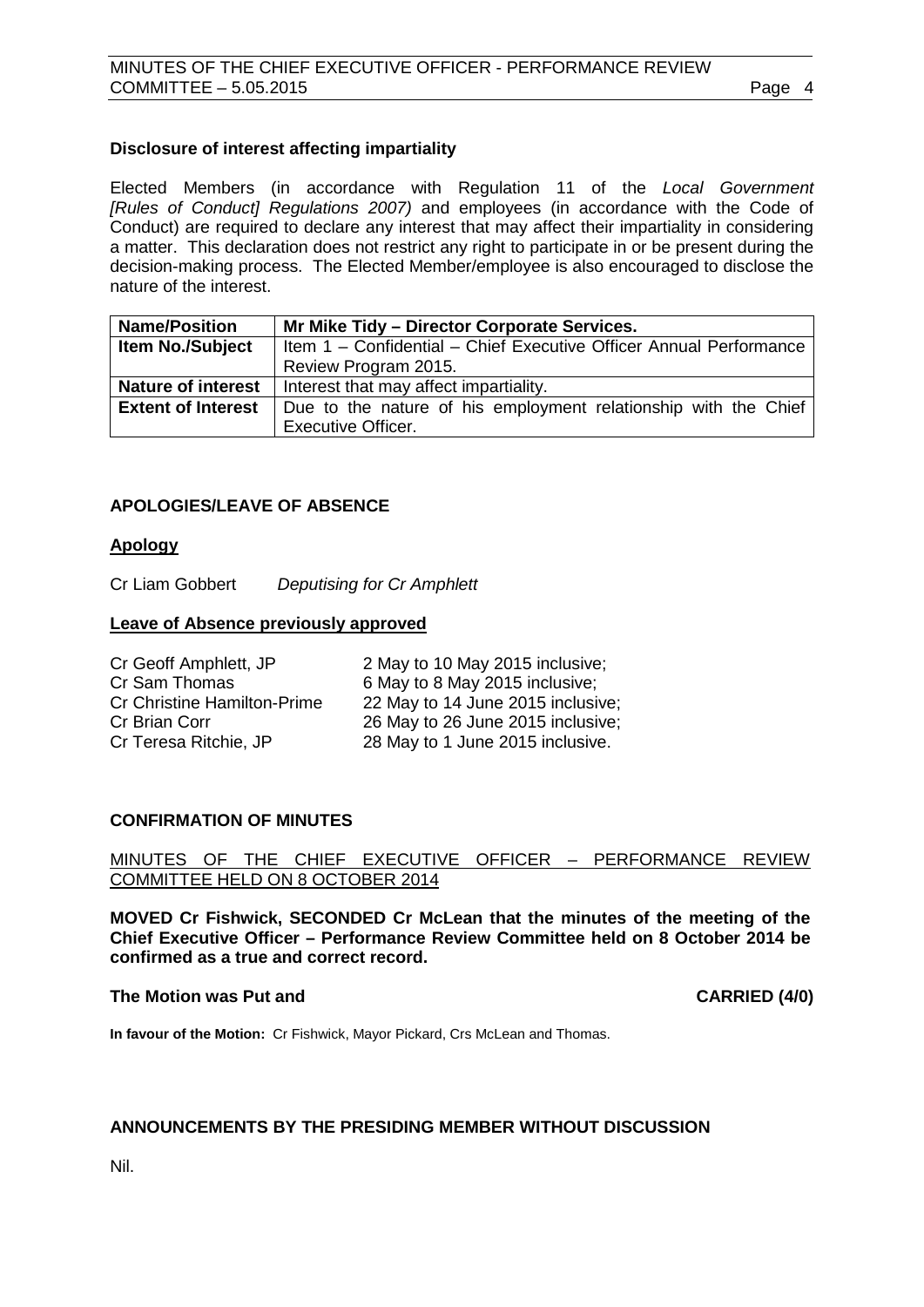**Disclosure of interest affecting impartiality**

Elected Members (in accordance with Regulation 11 of the *Local Government [Rules of Conduct] Regulations 2007)* and employees (in accordance with the Code of Conduct) are required to declare any interest that may affect their impartiality in considering a matter. This declaration does not restrict any right to participate in or be present during the decision-making process. The Elected Member/employee is also encouraged to disclose the nature of the interest.

| **Name/Position** | **Mr Mike Tidy – Director Corporate Services.** |
|---|---|
| **Item No./Subject** | Item 1 – Confidential – Chief Executive Officer Annual Performance Review Program 2015. |
| **Nature of interest** | Interest that may affect impartiality. |
| **Extent of Interest** | Due to the nature of his employment relationship with the Chief Executive Officer. |

## APOLOGIES/LEAVE OF ABSENCE

**Apology**

Cr Liam Gobbert *Deputising for Cr Amphlett*

**Leave of Absence previously approved**

| | |
|---|---|
| Cr Geoff Amphlett, JP | 2 May to 10 May 2015 inclusive; |
| Cr Sam Thomas | 6 May to 8 May 2015 inclusive; |
| Cr Christine Hamilton-Prime | 22 May to 14 June 2015 inclusive; |
| Cr Brian Corr | 26 May to 26 June 2015 inclusive; |
| Cr Teresa Ritchie, JP | 28 May to 1 June 2015 inclusive. |

## CONFIRMATION OF MINUTES

MINUTES OF THE CHIEF EXECUTIVE OFFICER – PERFORMANCE REVIEW COMMITTEE HELD ON 8 OCTOBER 2014

**MOVED Cr Fishwick, SECONDED Cr McLean that the minutes of the meeting of the Chief Executive Officer – Performance Review Committee held on 8 October 2014 be confirmed as a true and correct record.**

**The Motion was Put and CARRIED (4/0)**

**In favour of the Motion:** Cr Fishwick, Mayor Pickard, Crs McLean and Thomas.

## ANNOUNCEMENTS BY THE PRESIDING MEMBER WITHOUT DISCUSSION

Nil.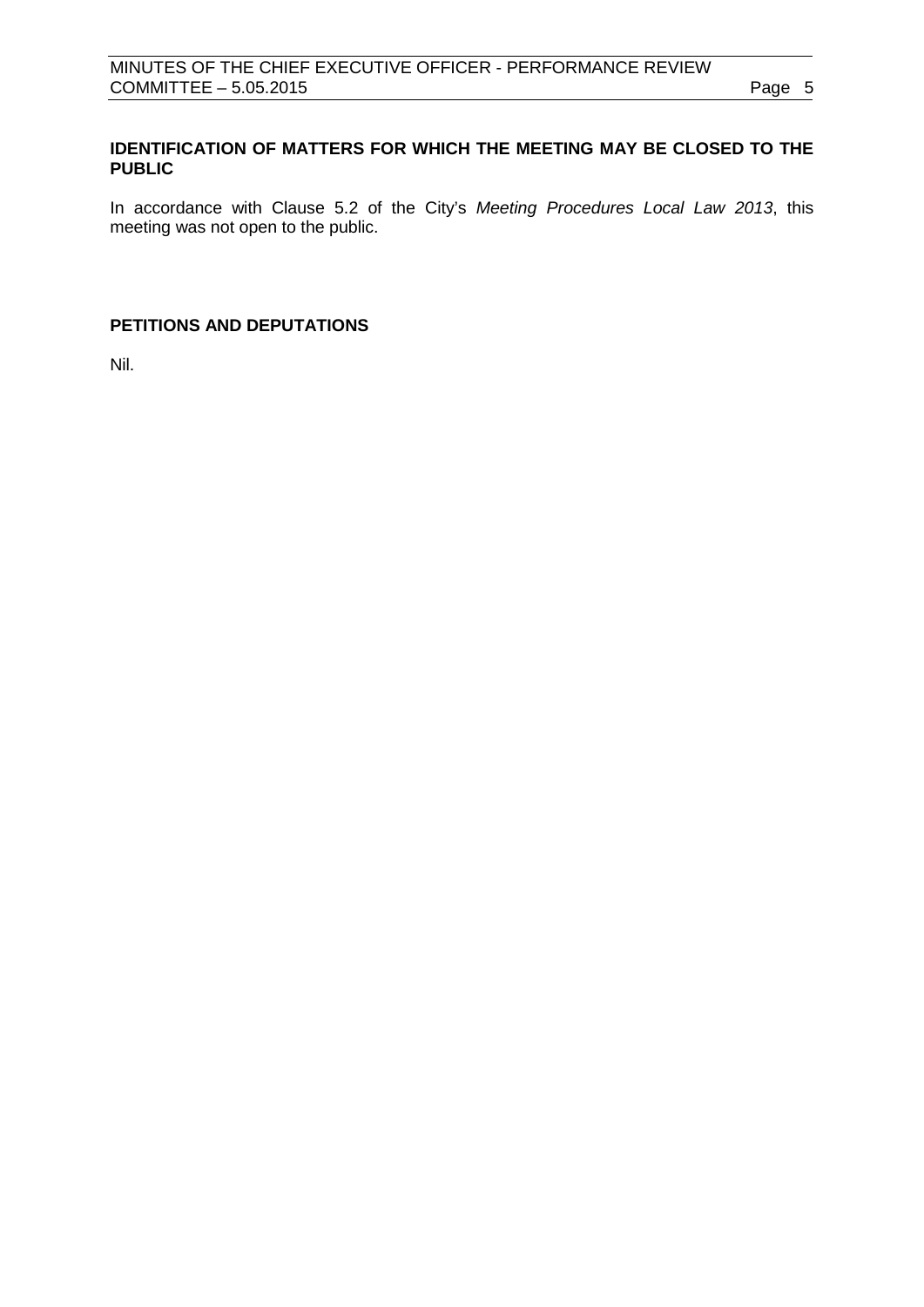**IDENTIFICATION OF MATTERS FOR WHICH THE MEETING MAY BE CLOSED TO THE PUBLIC**

In accordance with Clause 5.2 of the City's *Meeting Procedures Local Law 2013*, this meeting was not open to the public.

**PETITIONS AND DEPUTATIONS**

Nil.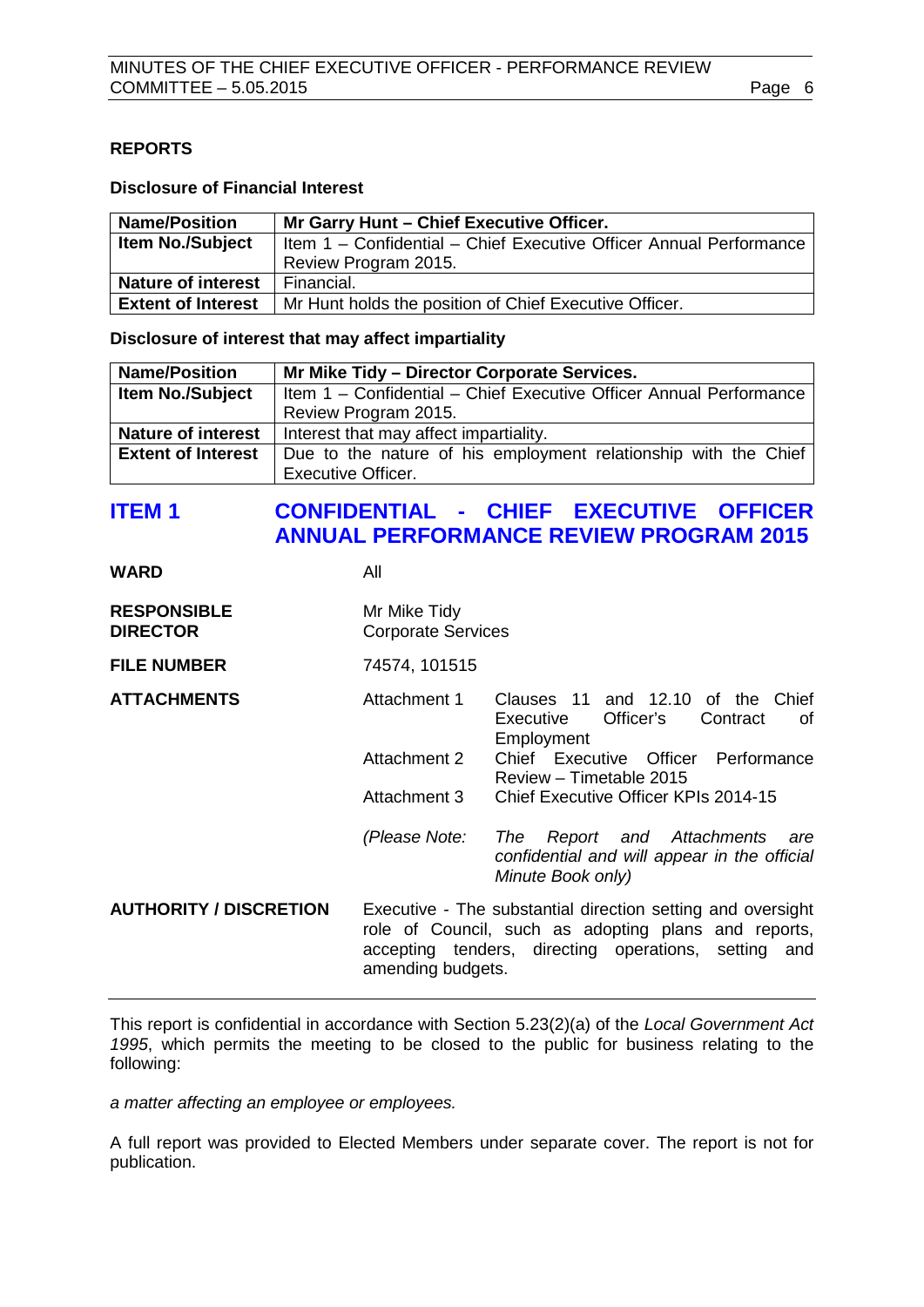**REPORTS**

**Disclosure of Financial Interest**

| Name/Position | Mr Garry Hunt – Chief Executive Officer. |
|---|---|
| Item No./Subject | Item 1 – Confidential – Chief Executive Officer Annual Performance Review Program 2015. |
| Nature of interest | Financial. |
| Extent of Interest | Mr Hunt holds the position of Chief Executive Officer. |

**Disclosure of interest that may affect impartiality**

| Name/Position | Mr Mike Tidy – Director Corporate Services. |
|---|---|
| Item No./Subject | Item 1 – Confidential – Chief Executive Officer Annual Performance Review Program 2015. |
| Nature of interest | Interest that may affect impartiality. |
| Extent of Interest | Due to the nature of his employment relationship with the Chief Executive Officer. |

## ITEM 1 CONFIDENTIAL - CHIEF EXECUTIVE OFFICER ANNUAL PERFORMANCE REVIEW PROGRAM 2015

**WARD** All

**RESPONSIBLE DIRECTOR** Mr Mike Tidy
Corporate Services

**FILE NUMBER** 74574, 101515

**ATTACHMENTS**

| | |
|---|---|
| Attachment 1 | Clauses 11 and 12.10 of the Chief Executive Officer's Contract of Employment |
| Attachment 2 | Chief Executive Officer Performance Review – Timetable 2015 |
| Attachment 3 | Chief Executive Officer KPIs 2014-15 |

*(Please Note: The Report and Attachments are confidential and will appear in the official Minute Book only)*

**AUTHORITY / DISCRETION** Executive - The substantial direction setting and oversight role of Council, such as adopting plans and reports, accepting tenders, directing operations, setting and amending budgets.

---

This report is confidential in accordance with Section 5.23(2)(a) of the *Local Government Act 1995*, which permits the meeting to be closed to the public for business relating to the following:

*a matter affecting an employee or employees.*

A full report was provided to Elected Members under separate cover. The report is not for publication.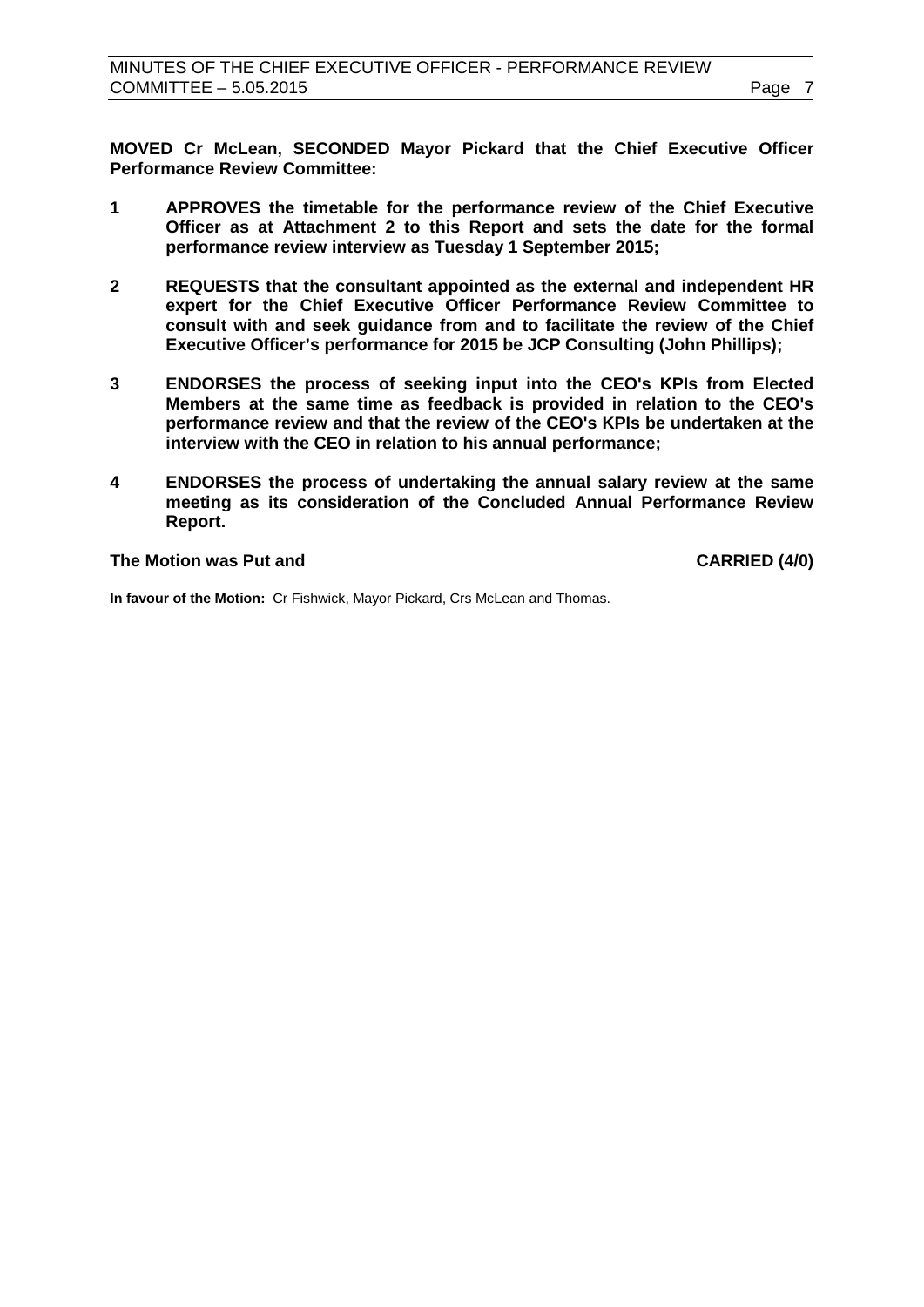**MOVED Cr McLean, SECONDED Mayor Pickard that the Chief Executive Officer Performance Review Committee:**

1. **APPROVES the timetable for the performance review of the Chief Executive Officer as at Attachment 2 to this Report and sets the date for the formal performance review interview as Tuesday 1 September 2015;**

2. **REQUESTS that the consultant appointed as the external and independent HR expert for the Chief Executive Officer Performance Review Committee to consult with and seek guidance from and to facilitate the review of the Chief Executive Officer's performance for 2015 be JCP Consulting (John Phillips);**

3. **ENDORSES the process of seeking input into the CEO's KPIs from Elected Members at the same time as feedback is provided in relation to the CEO's performance review and that the review of the CEO's KPIs be undertaken at the interview with the CEO in relation to his annual performance;**

4. **ENDORSES the process of undertaking the annual salary review at the same meeting as its consideration of the Concluded Annual Performance Review Report.**

**The Motion was Put and CARRIED (4/0)**

**In favour of the Motion:** Cr Fishwick, Mayor Pickard, Crs McLean and Thomas.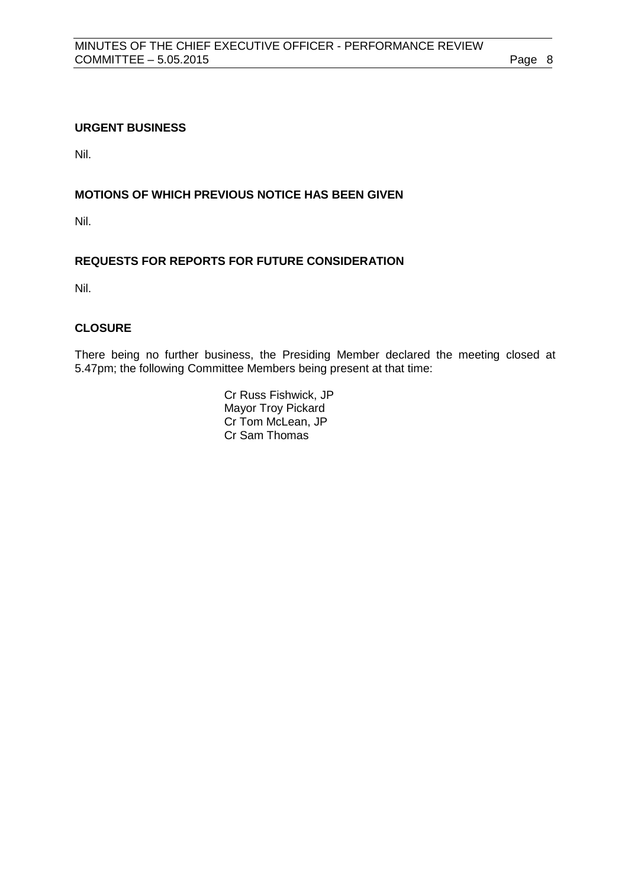**URGENT BUSINESS**

Nil.

**MOTIONS OF WHICH PREVIOUS NOTICE HAS BEEN GIVEN**

Nil.

**REQUESTS FOR REPORTS FOR FUTURE CONSIDERATION**

Nil.

**CLOSURE**

There being no further business, the Presiding Member declared the meeting closed at 5.47pm; the following Committee Members being present at that time:

Cr Russ Fishwick, JP
Mayor Troy Pickard
Cr Tom McLean, JP
Cr Sam Thomas